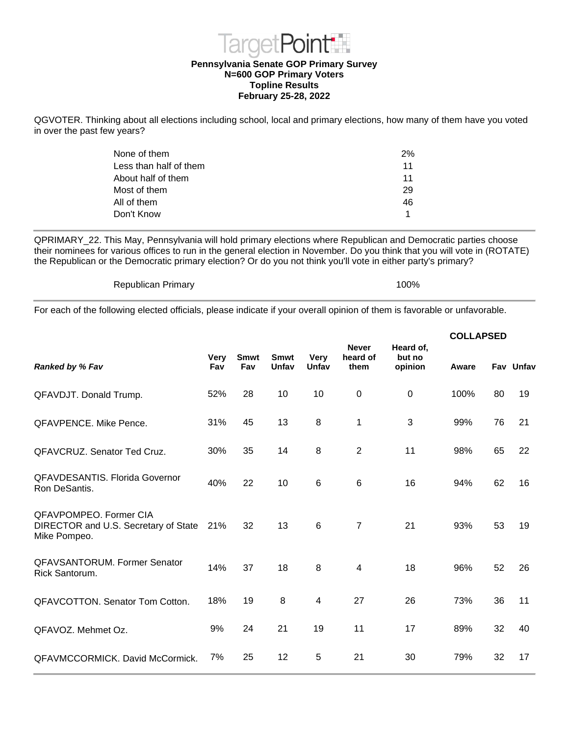TargetPoint

**Pennsylvania Senate GOP Primary Survey**
**N=600 GOP Primary Voters**
**Topline Results**
**February 25-28, 2022**

QGVOTER. Thinking about all elections including school, local and primary elections, how many of them have you voted in over the past few years?

| | |
|---|---|
| None of them | 2% |
| Less than half of them | 11 |
| About half of them | 11 |
| Most of them | 29 |
| All of them | 46 |
| Don't Know | 1 |

QPRIMARY_22. This May, Pennsylvania will hold primary elections where Republican and Democratic parties choose their nominees for various offices to run in the general election in November. Do you think that you will vote in (ROTATE) the Republican or the Democratic primary election? Or do you not think you'll vote in either party's primary?

| | |
|---|---|
| Republican Primary | 100% |

For each of the following elected officials, please indicate if your overall opinion of them is favorable or unfavorable.

| | | | | | | | COLLAPSED | | |
|---|---|---|---|---|---|---|---|---|---|
| ***Ranked by % Fav*** | **Very Fav** | **Smwt Fav** | **Smwt Unfav** | **Very Unfav** | **Never heard of them** | **Heard of, but no opinion** | **Aware** | **Fav** | **Unfav** |
| QFAVDJT. Donald Trump. | 52% | 28 | 10 | 10 | 0 | 0 | 100% | 80 | 19 |
| QFAVPENCE. Mike Pence. | 31% | 45 | 13 | 8 | 1 | 3 | 99% | 76 | 21 |
| QFAVCRUZ. Senator Ted Cruz. | 30% | 35 | 14 | 8 | 2 | 11 | 98% | 65 | 22 |
| QFAVDESANTIS. Florida Governor Ron DeSantis. | 40% | 22 | 10 | 6 | 6 | 16 | 94% | 62 | 16 |
| QFAVPOMPEO. Former CIA DIRECTOR and U.S. Secretary of State Mike Pompeo. | 21% | 32 | 13 | 6 | 7 | 21 | 93% | 53 | 19 |
| QFAVSANTORUM. Former Senator Rick Santorum. | 14% | 37 | 18 | 8 | 4 | 18 | 96% | 52 | 26 |
| QFAVCOTTON. Senator Tom Cotton. | 18% | 19 | 8 | 4 | 27 | 26 | 73% | 36 | 11 |
| QFAVOZ. Mehmet Oz. | 9% | 24 | 21 | 19 | 11 | 17 | 89% | 32 | 40 |
| QFAVMCCORMICK. David McCormick. | 7% | 25 | 12 | 5 | 21 | 30 | 79% | 32 | 17 |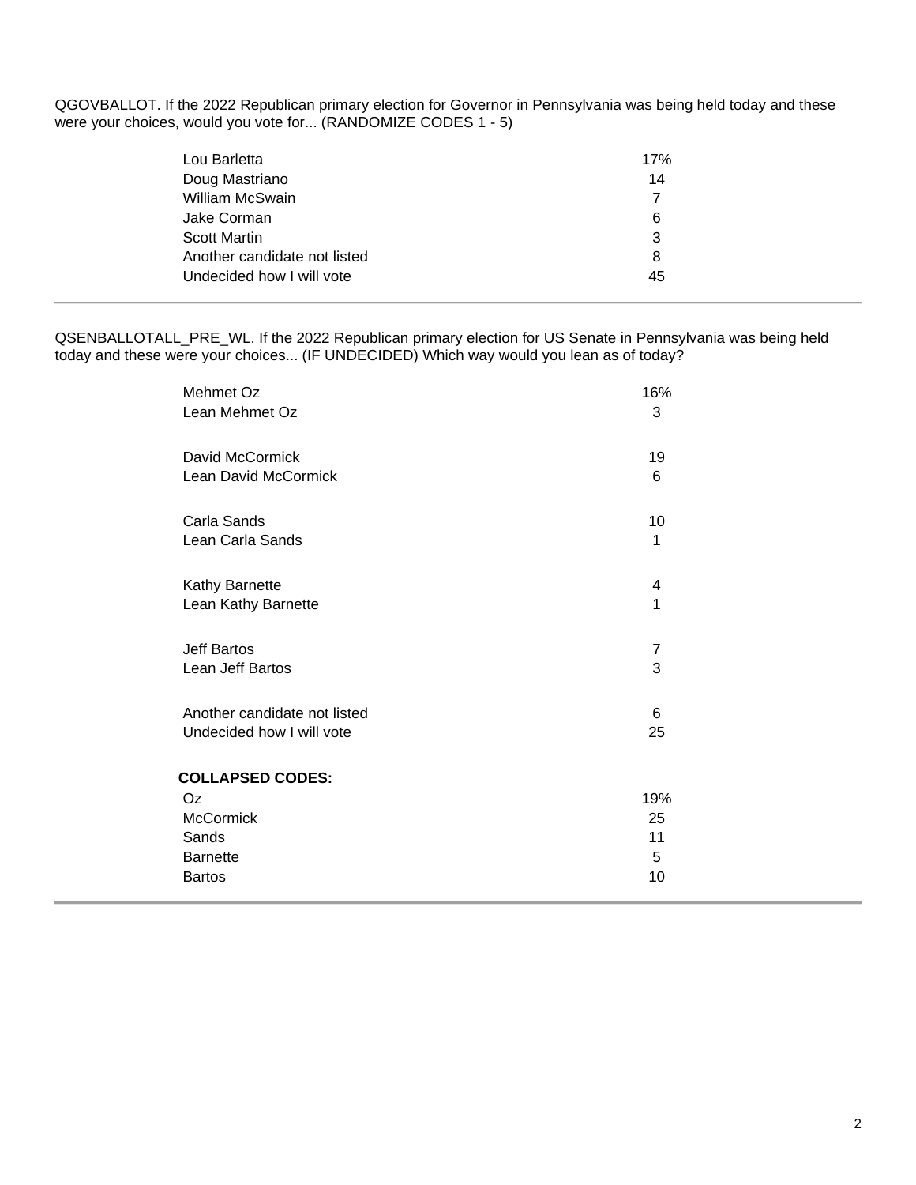QGOVBALLOT. If the 2022 Republican primary election for Governor in Pennsylvania was being held today and these were your choices, would you vote for... (RANDOMIZE CODES 1 - 5)

| | |
|---|---|
| Lou Barletta | 17% |
| Doug Mastriano | 14 |
| William McSwain | 7 |
| Jake Corman | 6 |
| Scott Martin | 3 |
| Another candidate not listed | 8 |
| Undecided how I will vote | 45 |

---

QSENBALLOTALL_PRE_WL. If the 2022 Republican primary election for US Senate in Pennsylvania was being held today and these were your choices... (IF UNDECIDED) Which way would you lean as of today?

| | |
|---|---|
| Mehmet Oz | 16% |
| Lean Mehmet Oz | 3 |
| | |
| David McCormick | 19 |
| Lean David McCormick | 6 |
| | |
| Carla Sands | 10 |
| Lean Carla Sands | 1 |
| | |
| Kathy Barnette | 4 |
| Lean Kathy Barnette | 1 |
| | |
| Jeff Bartos | 7 |
| Lean Jeff Bartos | 3 |
| | |
| Another candidate not listed | 6 |
| Undecided how I will vote | 25 |

**COLLAPSED CODES:**

| | |
|---|---|
| Oz | 19% |
| McCormick | 25 |
| Sands | 11 |
| Barnette | 5 |
| Bartos | 10 |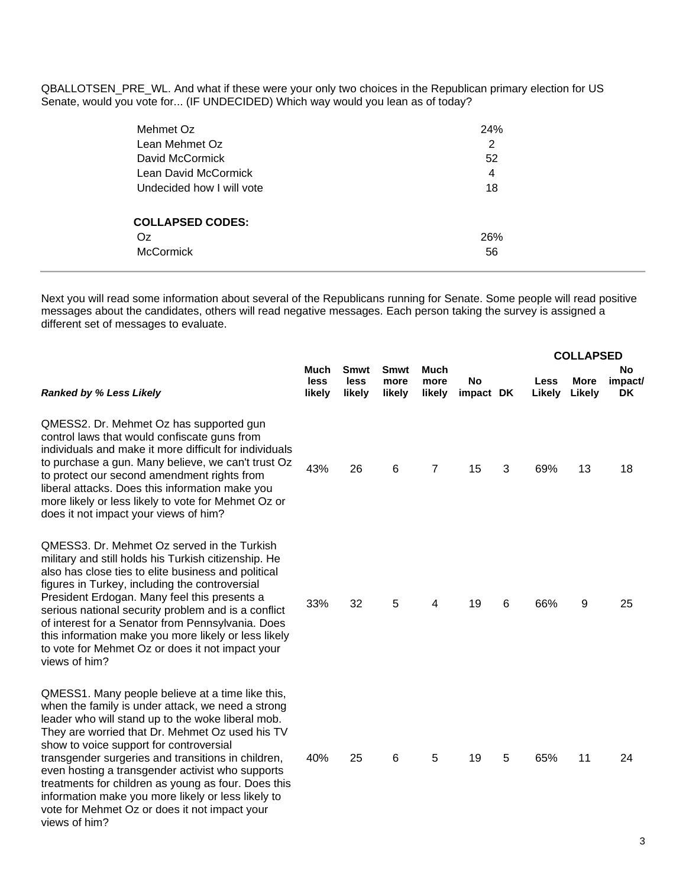QBALLOTSEN_PRE_WL. And what if these were your only two choices in the Republican primary election for US Senate, would you vote for... (IF UNDECIDED) Which way would you lean as of today?

| | |
|---|---|
| Mehmet Oz | 24% |
| Lean Mehmet Oz | 2 |
| David McCormick | 52 |
| Lean David McCormick | 4 |
| Undecided how I will vote | 18 |
| **COLLAPSED CODES:** | |
| Oz | 26% |
| McCormick | 56 |

Next you will read some information about several of the Republicans running for Senate. Some people will read positive messages about the candidates, others will read negative messages. Each person taking the survey is assigned a different set of messages to evaluate.

| | | | | | | | **COLLAPSED** | | |
|---|---|---|---|---|---|---|---|---|---|
| ***Ranked by % Less Likely*** | **Much less likely** | **Smwt less likely** | **Smwt more likely** | **Much more likely** | **No impact** | **DK** | **Less Likely** | **More Likely** | **No impact/ DK** |
| QMESS2. Dr. Mehmet Oz has supported gun control laws that would confiscate guns from individuals and make it more difficult for individuals to purchase a gun. Many believe, we can't trust Oz to protect our second amendment rights from liberal attacks. Does this information make you more likely or less likely to vote for Mehmet Oz or does it not impact your views of him? | 43% | 26 | 6 | 7 | 15 | 3 | 69% | 13 | 18 |
| QMESS3. Dr. Mehmet Oz served in the Turkish military and still holds his Turkish citizenship. He also has close ties to elite business and political figures in Turkey, including the controversial President Erdogan. Many feel this presents a serious national security problem and is a conflict of interest for a Senator from Pennsylvania. Does this information make you more likely or less likely to vote for Mehmet Oz or does it not impact your views of him? | 33% | 32 | 5 | 4 | 19 | 6 | 66% | 9 | 25 |
| QMESS1. Many people believe at a time like this, when the family is under attack, we need a strong leader who will stand up to the woke liberal mob. They are worried that Dr. Mehmet Oz used his TV show to voice support for controversial transgender surgeries and transitions in children, even hosting a transgender activist who supports treatments for children as young as four. Does this information make you more likely or less likely to vote for Mehmet Oz or does it not impact your views of him? | 40% | 25 | 6 | 5 | 19 | 5 | 65% | 11 | 24 |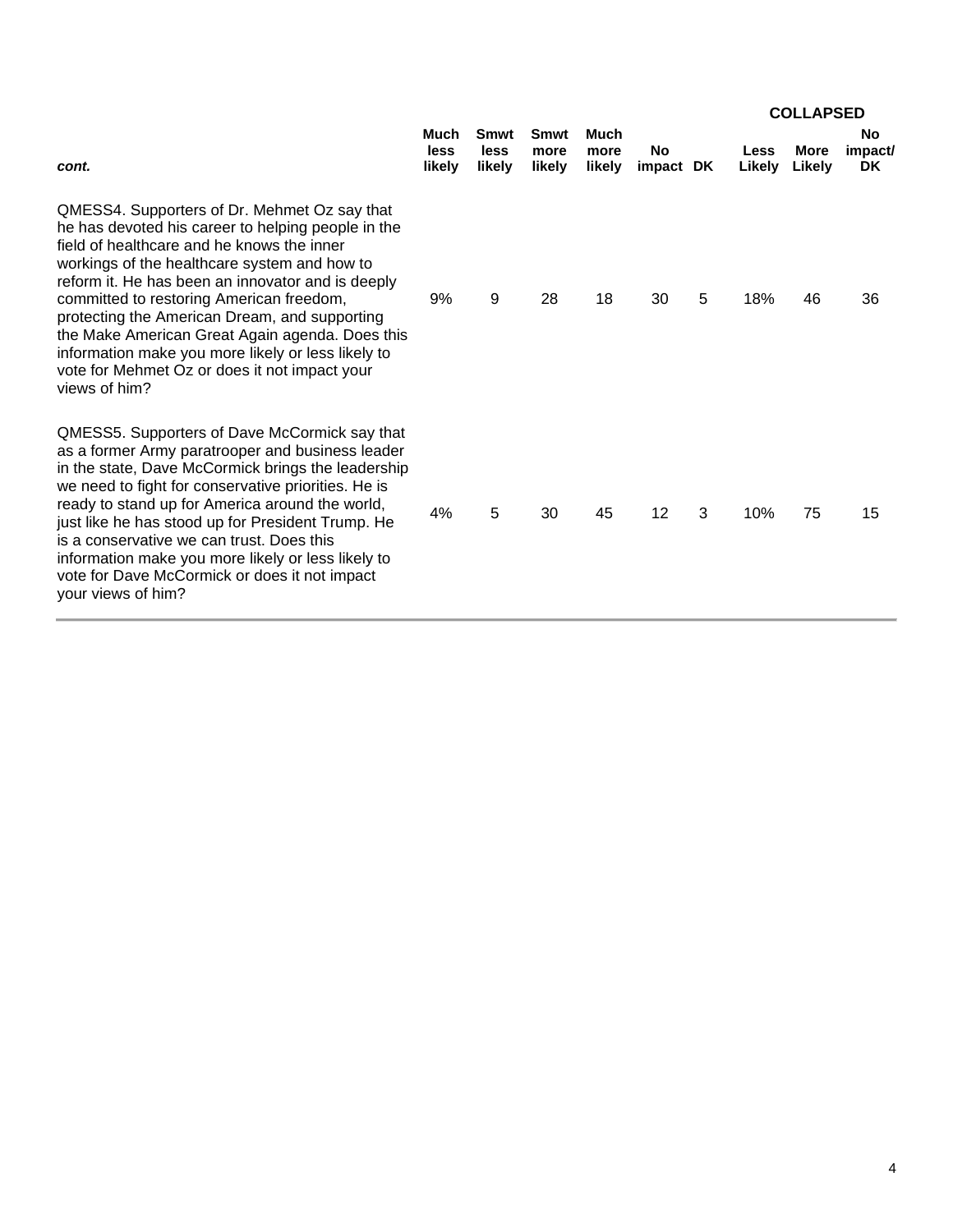| *cont.* | Much less likely | Smwt less likely | Smwt more likely | Much more likely | No impact | DK | COLLAPSED Less Likely | More Likely | No impact/ DK |
|---|---|---|---|---|---|---|---|---|---|
| QMESS4. Supporters of Dr. Mehmet Oz say that he has devoted his career to helping people in the field of healthcare and he knows the inner workings of the healthcare system and how to reform it. He has been an innovator and is deeply committed to restoring American freedom, protecting the American Dream, and supporting the Make American Great Again agenda. Does this information make you more likely or less likely to vote for Mehmet Oz or does it not impact your views of him? | 9% | 9 | 28 | 18 | 30 | 5 | 18% | 46 | 36 |
| QMESS5. Supporters of Dave McCormick say that as a former Army paratrooper and business leader in the state, Dave McCormick brings the leadership we need to fight for conservative priorities. He is ready to stand up for America around the world, just like he has stood up for President Trump. He is a conservative we can trust. Does this information make you more likely or less likely to vote for Dave McCormick or does it not impact your views of him? | 4% | 5 | 30 | 45 | 12 | 3 | 10% | 75 | 15 |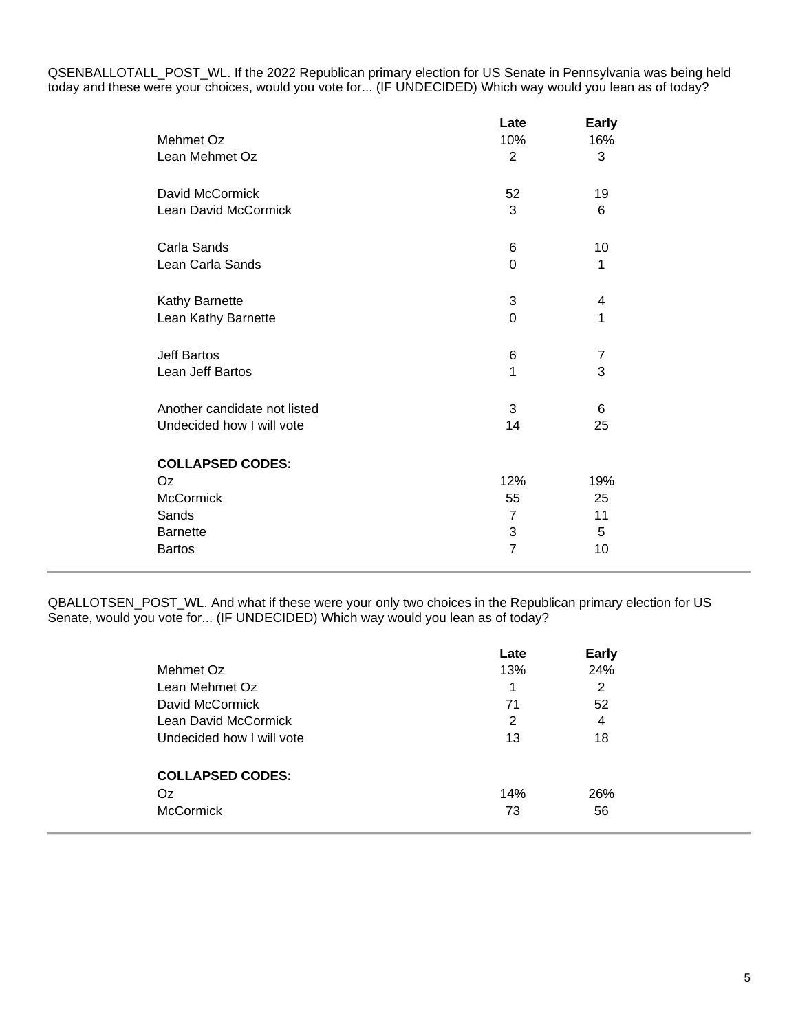QSENBALLOTALL_POST_WL. If the 2022 Republican primary election for US Senate in Pennsylvania was being held today and these were your choices, would you vote for... (IF UNDECIDED) Which way would you lean as of today?

| | Late | Early |
|---|---|---|
| Mehmet Oz | 10% | 16% |
| Lean Mehmet Oz | 2 | 3 |
| David McCormick | 52 | 19 |
| Lean David McCormick | 3 | 6 |
| Carla Sands | 6 | 10 |
| Lean Carla Sands | 0 | 1 |
| Kathy Barnette | 3 | 4 |
| Lean Kathy Barnette | 0 | 1 |
| Jeff Bartos | 6 | 7 |
| Lean Jeff Bartos | 1 | 3 |
| Another candidate not listed | 3 | 6 |
| Undecided how I will vote | 14 | 25 |
| **COLLAPSED CODES:** | | |
| Oz | 12% | 19% |
| McCormick | 55 | 25 |
| Sands | 7 | 11 |
| Barnette | 3 | 5 |
| Bartos | 7 | 10 |

QBALLOTSEN_POST_WL. And what if these were your only two choices in the Republican primary election for US Senate, would you vote for... (IF UNDECIDED) Which way would you lean as of today?

| | Late | Early |
|---|---|---|
| Mehmet Oz | 13% | 24% |
| Lean Mehmet Oz | 1 | 2 |
| David McCormick | 71 | 52 |
| Lean David McCormick | 2 | 4 |
| Undecided how I will vote | 13 | 18 |
| **COLLAPSED CODES:** | | |
| Oz | 14% | 26% |
| McCormick | 73 | 56 |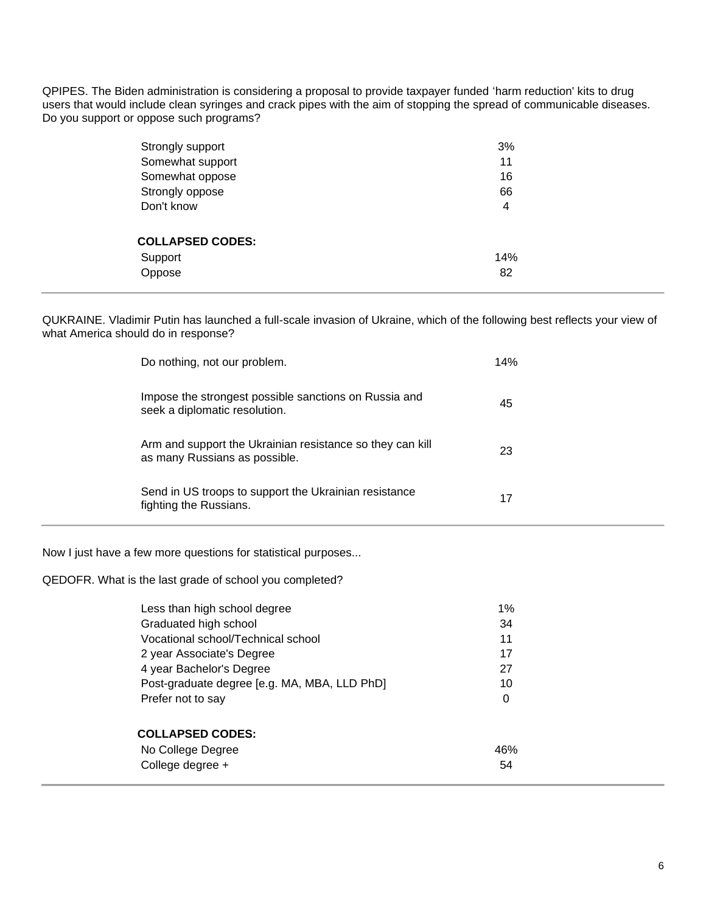QPIPES. The Biden administration is considering a proposal to provide taxpayer funded 'harm reduction' kits to drug users that would include clean syringes and crack pipes with the aim of stopping the spread of communicable diseases. Do you support or oppose such programs?

| | |
|---|---|
| Strongly support | 3% |
| Somewhat support | 11 |
| Somewhat oppose | 16 |
| Strongly oppose | 66 |
| Don't know | 4 |
| **COLLAPSED CODES:** | |
| Support | 14% |
| Oppose | 82 |

---

QUKRAINE. Vladimir Putin has launched a full-scale invasion of Ukraine, which of the following best reflects your view of what America should do in response?

| | |
|---|---|
| Do nothing, not our problem. | 14% |
| Impose the strongest possible sanctions on Russia and seek a diplomatic resolution. | 45 |
| Arm and support the Ukrainian resistance so they can kill as many Russians as possible. | 23 |
| Send in US troops to support the Ukrainian resistance fighting the Russians. | 17 |

---

Now I just have a few more questions for statistical purposes...

QEDOFR. What is the last grade of school you completed?

| | |
|---|---|
| Less than high school degree | 1% |
| Graduated high school | 34 |
| Vocational school/Technical school | 11 |
| 2 year Associate's Degree | 17 |
| 4 year Bachelor's Degree | 27 |
| Post-graduate degree [e.g. MA, MBA, LLD PhD] | 10 |
| Prefer not to say | 0 |
| **COLLAPSED CODES:** | |
| No College Degree | 46% |
| College degree + | 54 |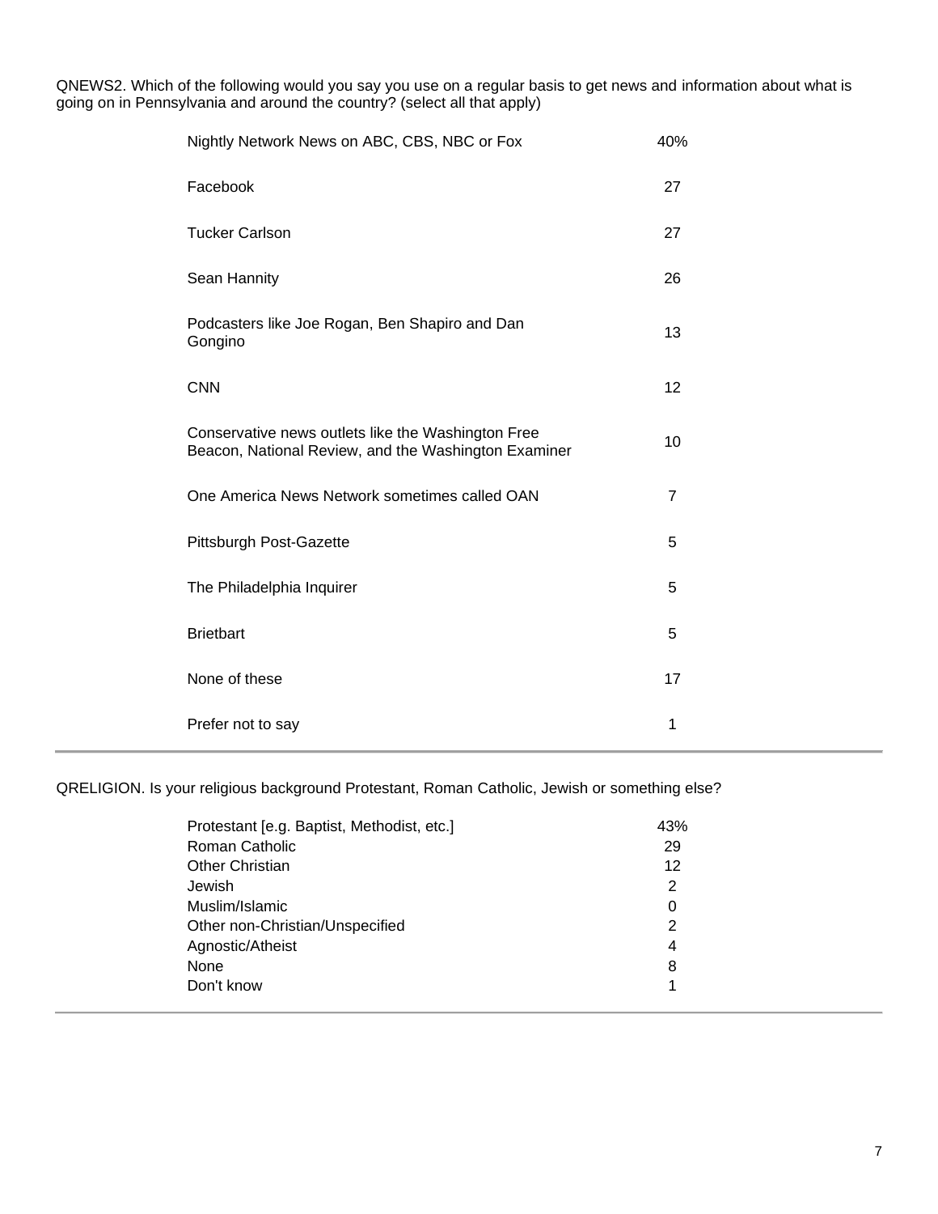QNEWS2. Which of the following would you say you use on a regular basis to get news and information about what is going on in Pennsylvania and around the country? (select all that apply)

| | |
|---|---|
| Nightly Network News on ABC, CBS, NBC or Fox | 40% |
| Facebook | 27 |
| Tucker Carlson | 27 |
| Sean Hannity | 26 |
| Podcasters like Joe Rogan, Ben Shapiro and Dan Gongino | 13 |
| CNN | 12 |
| Conservative news outlets like the Washington Free Beacon, National Review, and the Washington Examiner | 10 |
| One America News Network sometimes called OAN | 7 |
| Pittsburgh Post-Gazette | 5 |
| The Philadelphia Inquirer | 5 |
| Brietbart | 5 |
| None of these | 17 |
| Prefer not to say | 1 |

QRELIGION. Is your religious background Protestant, Roman Catholic, Jewish or something else?

| | |
|---|---|
| Protestant [e.g. Baptist, Methodist, etc.] | 43% |
| Roman Catholic | 29 |
| Other Christian | 12 |
| Jewish | 2 |
| Muslim/Islamic | 0 |
| Other non-Christian/Unspecified | 2 |
| Agnostic/Atheist | 4 |
| None | 8 |
| Don't know | 1 |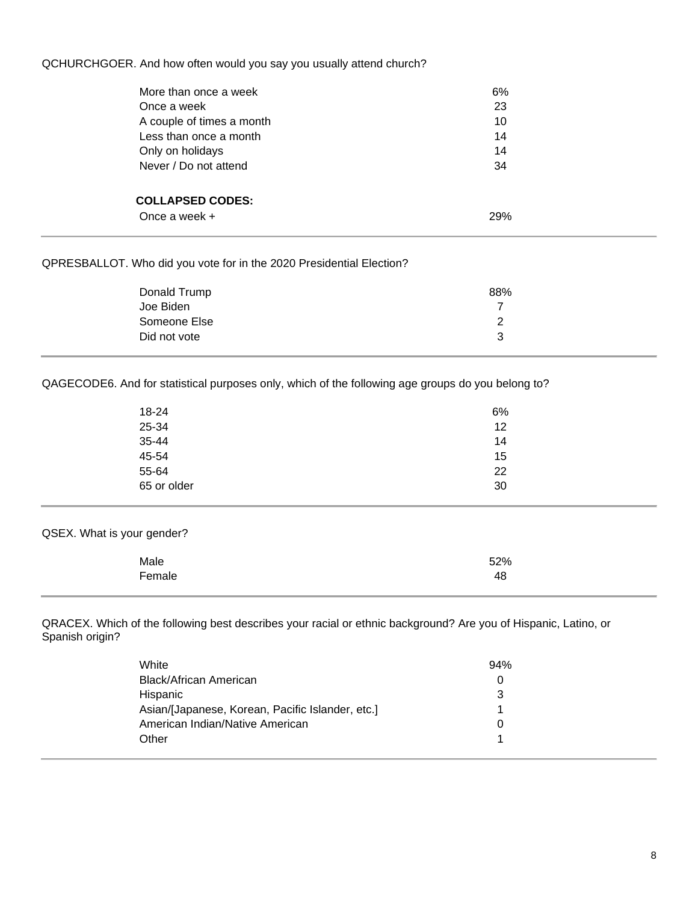QCHURCHGOER. And how often would you say you usually attend church?

| | |
|---|---|
| More than once a week | 6% |
| Once a week | 23 |
| A couple of times a month | 10 |
| Less than once a month | 14 |
| Only on holidays | 14 |
| Never / Do not attend | 34 |
| **COLLAPSED CODES:** | |
| Once a week + | 29% |

QPRESBALLOT. Who did you vote for in the 2020 Presidential Election?

| | |
|---|---|
| Donald Trump | 88% |
| Joe Biden | 7 |
| Someone Else | 2 |
| Did not vote | 3 |

QAGECODE6. And for statistical purposes only, which of the following age groups do you belong to?

| | |
|---|---|
| 18-24 | 6% |
| 25-34 | 12 |
| 35-44 | 14 |
| 45-54 | 15 |
| 55-64 | 22 |
| 65 or older | 30 |

QSEX. What is your gender?

| | |
|---|---|
| Male | 52% |
| Female | 48 |

QRACEX. Which of the following best describes your racial or ethnic background? Are you of Hispanic, Latino, or Spanish origin?

| | |
|---|---|
| White | 94% |
| Black/African American | 0 |
| Hispanic | 3 |
| Asian/[Japanese, Korean, Pacific Islander, etc.] | 1 |
| American Indian/Native American | 0 |
| Other | 1 |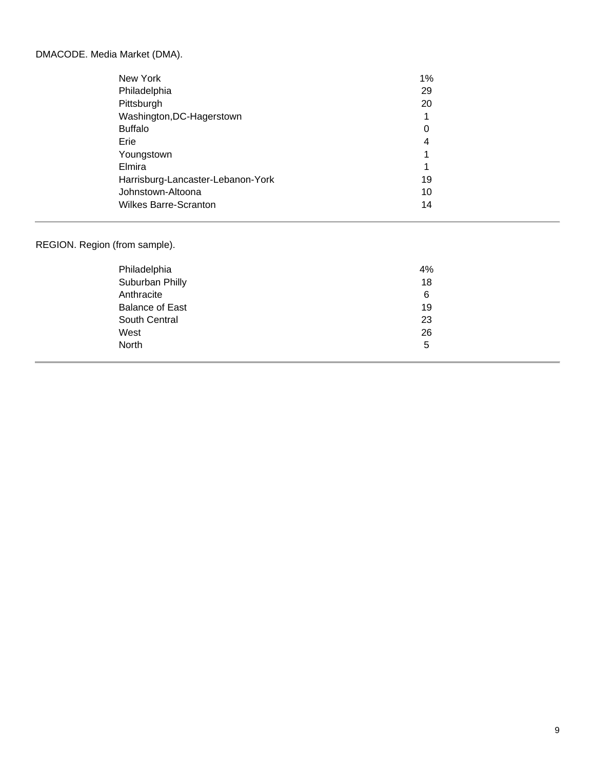DMACODE. Media Market (DMA).

| | |
|---|---|
| New York | 1% |
| Philadelphia | 29 |
| Pittsburgh | 20 |
| Washington,DC-Hagerstown | 1 |
| Buffalo | 0 |
| Erie | 4 |
| Youngstown | 1 |
| Elmira | 1 |
| Harrisburg-Lancaster-Lebanon-York | 19 |
| Johnstown-Altoona | 10 |
| Wilkes Barre-Scranton | 14 |

REGION. Region (from sample).

| | |
|---|---|
| Philadelphia | 4% |
| Suburban Philly | 18 |
| Anthracite | 6 |
| Balance of East | 19 |
| South Central | 23 |
| West | 26 |
| North | 5 |